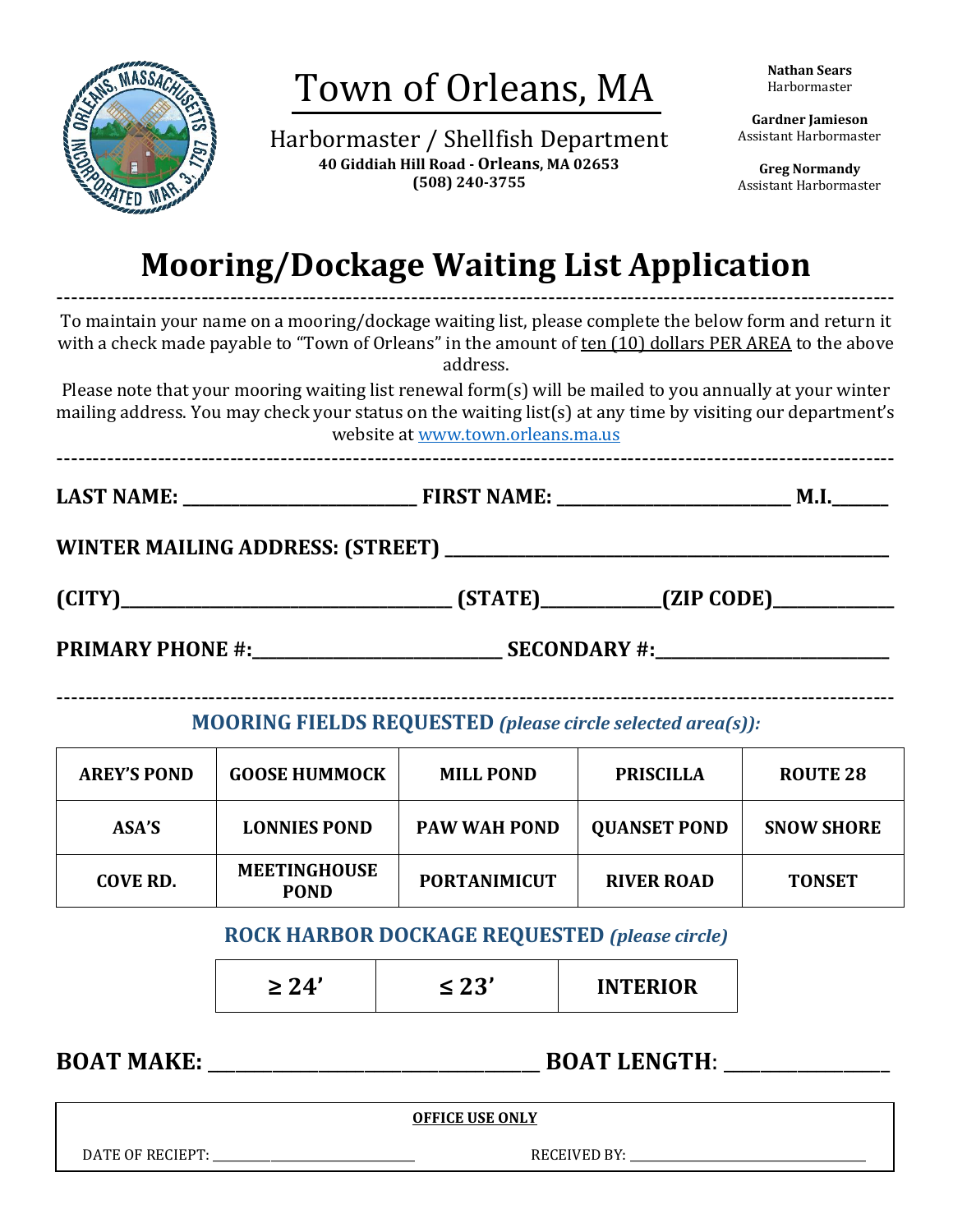# Town of Orleans, MA

Harbormaster / Shellfish Department
**40 Giddiah Hill Road - Orleans, MA 02653**
**(508) 240-3755**

**Nathan Sears**
Harbormaster

**Gardner Jamieson**
Assistant Harbormaster

**Greg Normandy**
Assistant Harbormaster

# Mooring/Dockage Waiting List Application

---

To maintain your name on a mooring/dockage waiting list, please complete the below form and return it with a check made payable to "Town of Orleans" in the amount of ten (10) dollars PER AREA to the above address.

Please note that your mooring waiting list renewal form(s) will be mailed to you annually at your winter mailing address. You may check your status on the waiting list(s) at any time by visiting our department's website at www.town.orleans.ma.us

---

**LAST NAME:** ______________________ **FIRST NAME:** ______________________ **M.I.**_____

**WINTER MAILING ADDRESS: (STREET)** ________________________________________

**(CITY)**______________________________ **(STATE)**__________**(ZIP CODE)**___________

**PRIMARY PHONE #:**______________________ **SECONDARY #:**_____________________

---

## MOORING FIELDS REQUESTED *(please circle selected area(s)):*

| | | | | |
|---|---|---|---|---|
| **AREY'S POND** | **GOOSE HUMMOCK** | **MILL POND** | **PRISCILLA** | **ROUTE 28** |
| **ASA'S** | **LONNIES POND** | **PAW WAH POND** | **QUANSET POND** | **SNOW SHORE** |
| **COVE RD.** | **MEETINGHOUSE POND** | **PORTANIMICUT** | **RIVER ROAD** | **TONSET** |

## ROCK HARBOR DOCKAGE REQUESTED *(please circle)*

| | | |
|---|---|---|
| **≥ 24'** | **≤ 23'** | **INTERIOR** |

**BOAT MAKE:** ____________________________ **BOAT LENGTH**: _______________

**OFFICE USE ONLY**

DATE OF RECIEPT: ______________________ RECEIVED BY: ___________________________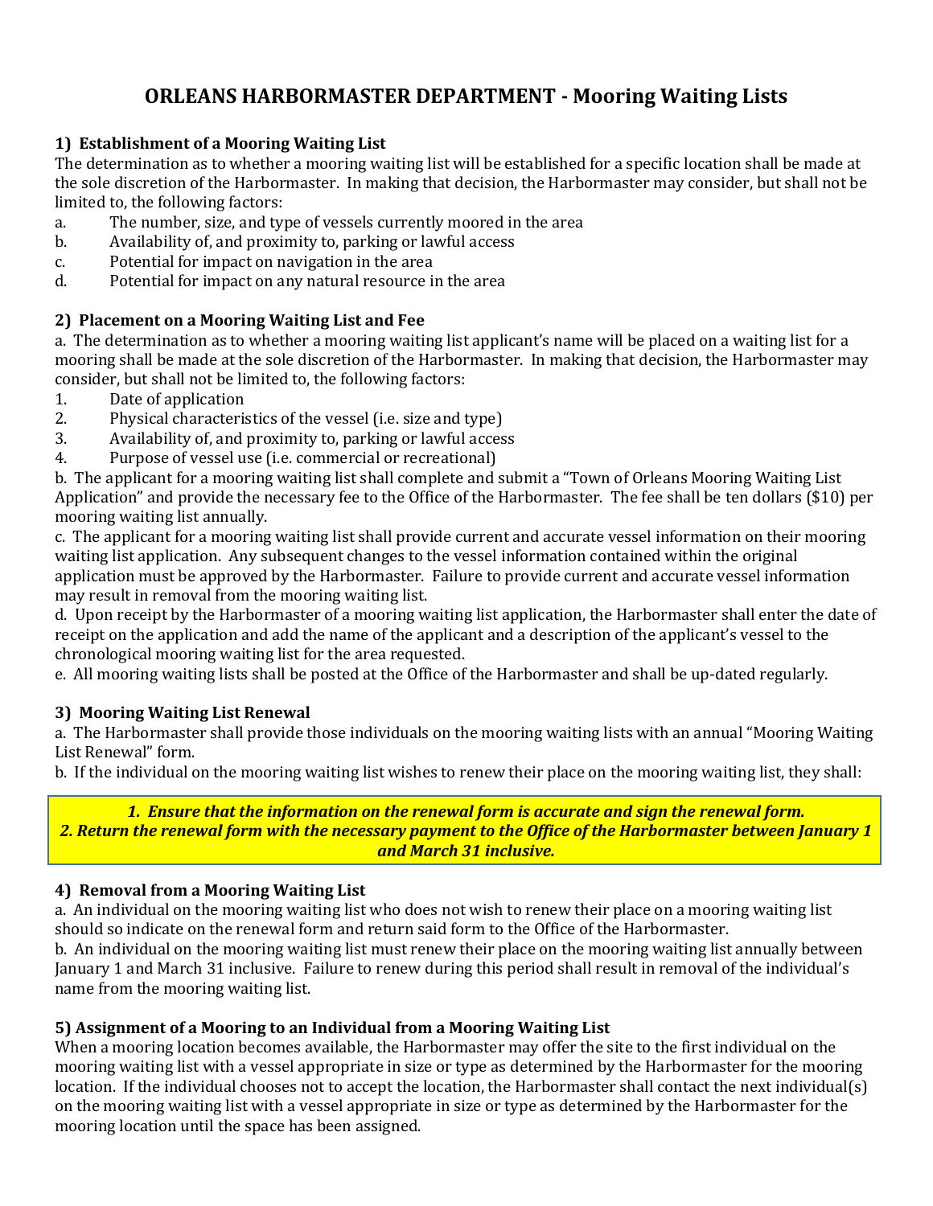# ORLEANS HARBORMASTER DEPARTMENT - Mooring Waiting Lists

### 1) Establishment of a Mooring Waiting List

The determination as to whether a mooring waiting list will be established for a specific location shall be made at the sole discretion of the Harbormaster. In making that decision, the Harbormaster may consider, but shall not be limited to, the following factors:

a. The number, size, and type of vessels currently moored in the area
b. Availability of, and proximity to, parking or lawful access
c. Potential for impact on navigation in the area
d. Potential for impact on any natural resource in the area

### 2) Placement on a Mooring Waiting List and Fee

a. The determination as to whether a mooring waiting list applicant's name will be placed on a waiting list for a mooring shall be made at the sole discretion of the Harbormaster. In making that decision, the Harbormaster may consider, but shall not be limited to, the following factors:

1. Date of application
2. Physical characteristics of the vessel (i.e. size and type)
3. Availability of, and proximity to, parking or lawful access
4. Purpose of vessel use (i.e. commercial or recreational)

b. The applicant for a mooring waiting list shall complete and submit a "Town of Orleans Mooring Waiting List Application" and provide the necessary fee to the Office of the Harbormaster. The fee shall be ten dollars ($10) per mooring waiting list annually.

c. The applicant for a mooring waiting list shall provide current and accurate vessel information on their mooring waiting list application. Any subsequent changes to the vessel information contained within the original application must be approved by the Harbormaster. Failure to provide current and accurate vessel information may result in removal from the mooring waiting list.

d. Upon receipt by the Harbormaster of a mooring waiting list application, the Harbormaster shall enter the date of receipt on the application and add the name of the applicant and a description of the applicant's vessel to the chronological mooring waiting list for the area requested.

e. All mooring waiting lists shall be posted at the Office of the Harbormaster and shall be up-dated regularly.

### 3) Mooring Waiting List Renewal

a. The Harbormaster shall provide those individuals on the mooring waiting lists with an annual "Mooring Waiting List Renewal" form.

b. If the individual on the mooring waiting list wishes to renew their place on the mooring waiting list, they shall:

***1. Ensure that the information on the renewal form is accurate and sign the renewal form.***
***2. Return the renewal form with the necessary payment to the Office of the Harbormaster between January 1 and March 31 inclusive.***

### 4) Removal from a Mooring Waiting List

a. An individual on the mooring waiting list who does not wish to renew their place on a mooring waiting list should so indicate on the renewal form and return said form to the Office of the Harbormaster.

b. An individual on the mooring waiting list must renew their place on the mooring waiting list annually between January 1 and March 31 inclusive. Failure to renew during this period shall result in removal of the individual's name from the mooring waiting list.

### 5) Assignment of a Mooring to an Individual from a Mooring Waiting List

When a mooring location becomes available, the Harbormaster may offer the site to the first individual on the mooring waiting list with a vessel appropriate in size or type as determined by the Harbormaster for the mooring location. If the individual chooses not to accept the location, the Harbormaster shall contact the next individual(s) on the mooring waiting list with a vessel appropriate in size or type as determined by the Harbormaster for the mooring location until the space has been assigned.